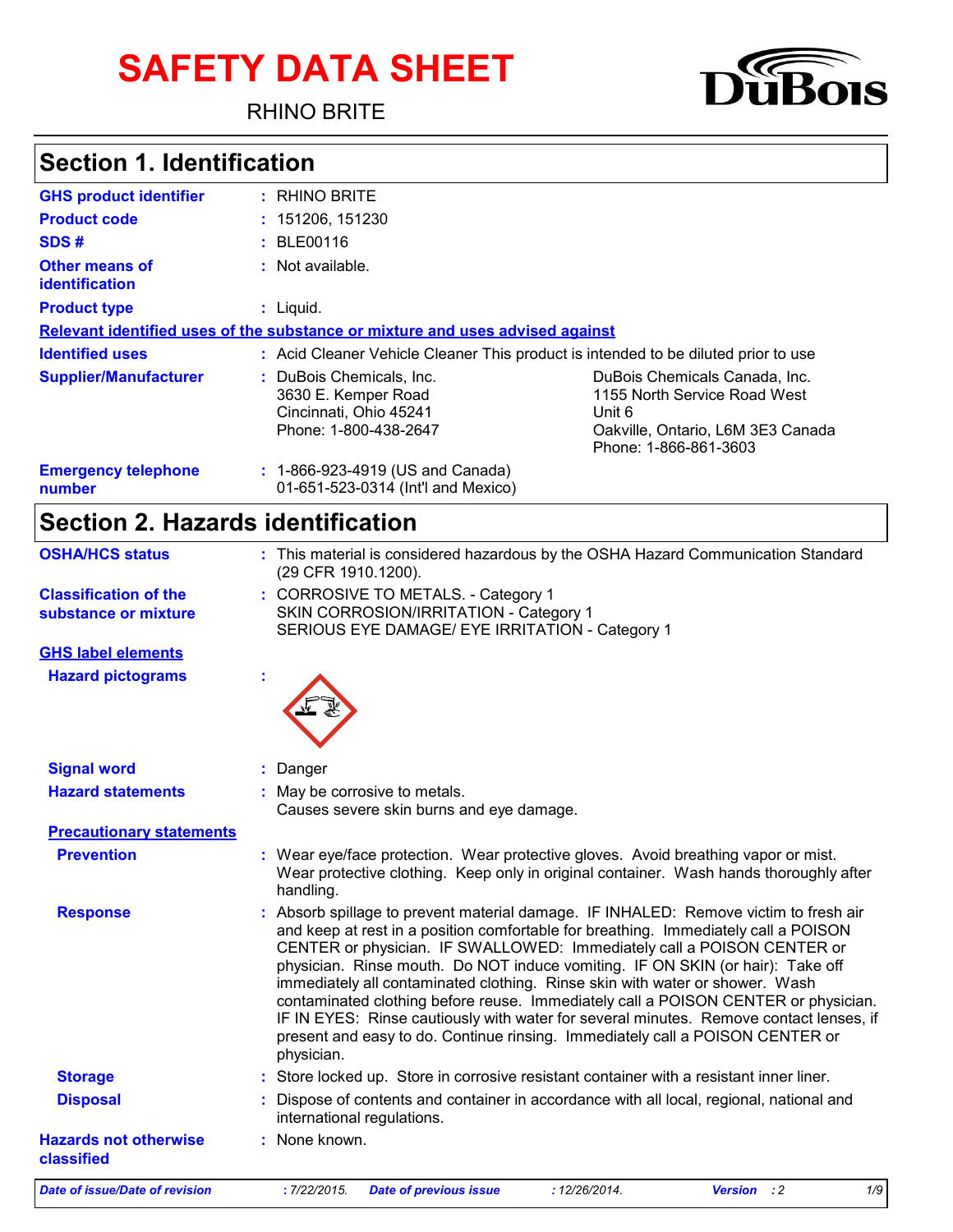# SAFETY DATA SHEET

RHINO BRITE

DuBois

## Section 1. Identification

**GHS product identifier** : RHINO BRITE

**Product code** : 151206, 151230

**SDS #** : BLE00116

**Other means of identification** : Not available.

**Product type** : Liquid.

**Relevant identified uses of the substance or mixture and uses advised against**

**Identified uses** : Acid Cleaner Vehicle Cleaner This product is intended to be diluted prior to use

**Supplier/Manufacturer** : DuBois Chemicals, Inc.
3630 E. Kemper Road
Cincinnati, Ohio 45241
Phone: 1-800-438-2647

DuBois Chemicals Canada, Inc.
1155 North Service Road West
Unit 6
Oakville, Ontario, L6M 3E3 Canada
Phone: 1-866-861-3603

**Emergency telephone number** : 1-866-923-4919 (US and Canada)
01-651-523-0314 (Int'l and Mexico)

## Section 2. Hazards identification

**OSHA/HCS status** : This material is considered hazardous by the OSHA Hazard Communication Standard (29 CFR 1910.1200).

**Classification of the substance or mixture** : CORROSIVE TO METALS. - Category 1
SKIN CORROSION/IRRITATION - Category 1
SERIOUS EYE DAMAGE/ EYE IRRITATION - Category 1

**GHS label elements**

**Hazard pictograms** :

**Signal word** : Danger

**Hazard statements** : May be corrosive to metals.
Causes severe skin burns and eye damage.

**Precautionary statements**

**Prevention** : Wear eye/face protection. Wear protective gloves. Avoid breathing vapor or mist. Wear protective clothing. Keep only in original container. Wash hands thoroughly after handling.

**Response** : Absorb spillage to prevent material damage. IF INHALED: Remove victim to fresh air and keep at rest in a position comfortable for breathing. Immediately call a POISON CENTER or physician. IF SWALLOWED: Immediately call a POISON CENTER or physician. Rinse mouth. Do NOT induce vomiting. IF ON SKIN (or hair): Take off immediately all contaminated clothing. Rinse skin with water or shower. Wash contaminated clothing before reuse. Immediately call a POISON CENTER or physician. IF IN EYES: Rinse cautiously with water for several minutes. Remove contact lenses, if present and easy to do. Continue rinsing. Immediately call a POISON CENTER or physician.

**Storage** : Store locked up. Store in corrosive resistant container with a resistant inner liner.

**Disposal** : Dispose of contents and container in accordance with all local, regional, national and international regulations.

**Hazards not otherwise classified** : None known.

*Date of issue/Date of revision : 7/22/2015. Date of previous issue : 12/26/2014. Version : 2*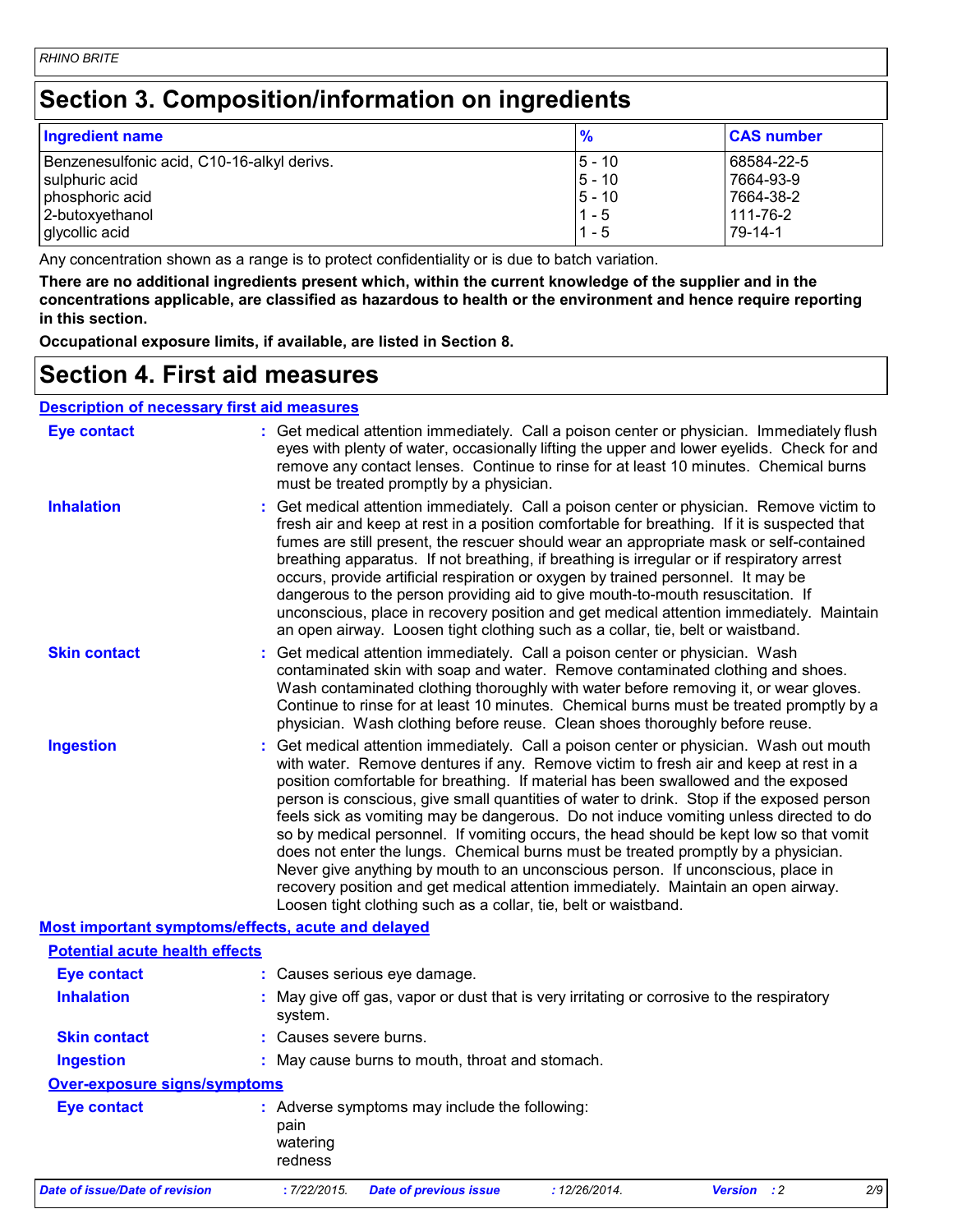# Section 3. Composition/information on ingredients

| Ingredient name | % | CAS number |
|---|---|---|
| Benzenesulfonic acid, C10-16-alkyl derivs. | 5 - 10 | 68584-22-5 |
| sulphuric acid | 5 - 10 | 7664-93-9 |
| phosphoric acid | 5 - 10 | 7664-38-2 |
| 2-butoxyethanol | 1 - 5 | 111-76-2 |
| glycollic acid | 1 - 5 | 79-14-1 |

Any concentration shown as a range is to protect confidentiality or is due to batch variation.

**There are no additional ingredients present which, within the current knowledge of the supplier and in the concentrations applicable, are classified as hazardous to health or the environment and hence require reporting in this section.**

**Occupational exposure limits, if available, are listed in Section 8.**

# Section 4. First aid measures

## Description of necessary first aid measures

**Eye contact** : Get medical attention immediately. Call a poison center or physician. Immediately flush eyes with plenty of water, occasionally lifting the upper and lower eyelids. Check for and remove any contact lenses. Continue to rinse for at least 10 minutes. Chemical burns must be treated promptly by a physician.

**Inhalation** : Get medical attention immediately. Call a poison center or physician. Remove victim to fresh air and keep at rest in a position comfortable for breathing. If it is suspected that fumes are still present, the rescuer should wear an appropriate mask or self-contained breathing apparatus. If not breathing, if breathing is irregular or if respiratory arrest occurs, provide artificial respiration or oxygen by trained personnel. It may be dangerous to the person providing aid to give mouth-to-mouth resuscitation. If unconscious, place in recovery position and get medical attention immediately. Maintain an open airway. Loosen tight clothing such as a collar, tie, belt or waistband.

**Skin contact** : Get medical attention immediately. Call a poison center or physician. Wash contaminated skin with soap and water. Remove contaminated clothing and shoes. Wash contaminated clothing thoroughly with water before removing it, or wear gloves. Continue to rinse for at least 10 minutes. Chemical burns must be treated promptly by a physician. Wash clothing before reuse. Clean shoes thoroughly before reuse.

**Ingestion** : Get medical attention immediately. Call a poison center or physician. Wash out mouth with water. Remove dentures if any. Remove victim to fresh air and keep at rest in a position comfortable for breathing. If material has been swallowed and the exposed person is conscious, give small quantities of water to drink. Stop if the exposed person feels sick as vomiting may be dangerous. Do not induce vomiting unless directed to do so by medical personnel. If vomiting occurs, the head should be kept low so that vomit does not enter the lungs. Chemical burns must be treated promptly by a physician. Never give anything by mouth to an unconscious person. If unconscious, place in recovery position and get medical attention immediately. Maintain an open airway. Loosen tight clothing such as a collar, tie, belt or waistband.

## Most important symptoms/effects, acute and delayed

### Potential acute health effects

**Eye contact** : Causes serious eye damage.

**Inhalation** : May give off gas, vapor or dust that is very irritating or corrosive to the respiratory system.

**Skin contact** : Causes severe burns.

**Ingestion** : May cause burns to mouth, throat and stomach.

### Over-exposure signs/symptoms

**Eye contact** : Adverse symptoms may include the following:
pain
watering
redness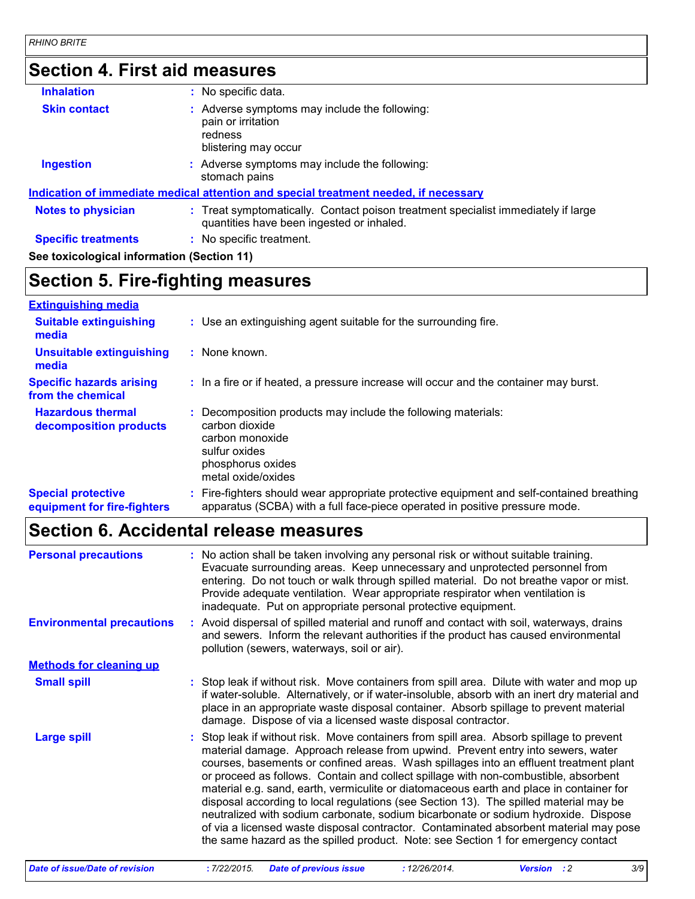## Section 4. First aid measures

**Inhalation** : No specific data.

**Skin contact** : Adverse symptoms may include the following:
pain or irritation
redness
blistering may occur

**Ingestion** : Adverse symptoms may include the following:
stomach pains

**Indication of immediate medical attention and special treatment needed, if necessary**

**Notes to physician** : Treat symptomatically. Contact poison treatment specialist immediately if large quantities have been ingested or inhaled.

**Specific treatments** : No specific treatment.

**See toxicological information (Section 11)**

## Section 5. Fire-fighting measures

**Extinguishing media**

**Suitable extinguishing media** : Use an extinguishing agent suitable for the surrounding fire.

**Unsuitable extinguishing media** : None known.

**Specific hazards arising from the chemical** : In a fire or if heated, a pressure increase will occur and the container may burst.

**Hazardous thermal decomposition products** : Decomposition products may include the following materials:
carbon dioxide
carbon monoxide
sulfur oxides
phosphorus oxides
metal oxide/oxides

**Special protective equipment for fire-fighters** : Fire-fighters should wear appropriate protective equipment and self-contained breathing apparatus (SCBA) with a full face-piece operated in positive pressure mode.

## Section 6. Accidental release measures

**Personal precautions** : No action shall be taken involving any personal risk or without suitable training. Evacuate surrounding areas. Keep unnecessary and unprotected personnel from entering. Do not touch or walk through spilled material. Do not breathe vapor or mist. Provide adequate ventilation. Wear appropriate respirator when ventilation is inadequate. Put on appropriate personal protective equipment.

**Environmental precautions** : Avoid dispersal of spilled material and runoff and contact with soil, waterways, drains and sewers. Inform the relevant authorities if the product has caused environmental pollution (sewers, waterways, soil or air).

**Methods for cleaning up**

**Small spill** : Stop leak if without risk. Move containers from spill area. Dilute with water and mop up if water-soluble. Alternatively, or if water-insoluble, absorb with an inert dry material and place in an appropriate waste disposal container. Absorb spillage to prevent material damage. Dispose of via a licensed waste disposal contractor.

**Large spill** : Stop leak if without risk. Move containers from spill area. Absorb spillage to prevent material damage. Approach release from upwind. Prevent entry into sewers, water courses, basements or confined areas. Wash spillages into an effluent treatment plant or proceed as follows. Contain and collect spillage with non-combustible, absorbent material e.g. sand, earth, vermiculite or diatomaceous earth and place in container for disposal according to local regulations (see Section 13). The spilled material may be neutralized with sodium carbonate, sodium bicarbonate or sodium hydroxide. Dispose of via a licensed waste disposal contractor. Contaminated absorbent material may pose the same hazard as the spilled product. Note: see Section 1 for emergency contact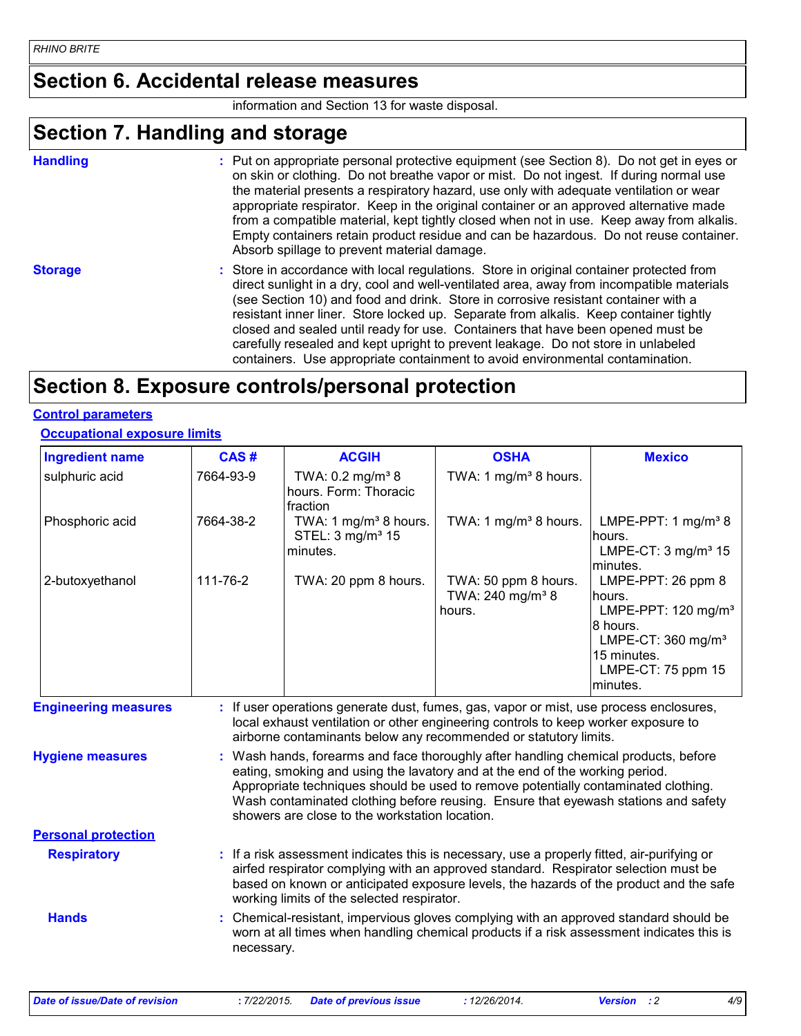## Section 6. Accidental release measures

information and Section 13 for waste disposal.

## Section 7. Handling and storage

**Handling** : Put on appropriate personal protective equipment (see Section 8). Do not get in eyes or on skin or clothing. Do not breathe vapor or mist. Do not ingest. If during normal use the material presents a respiratory hazard, use only with adequate ventilation or wear appropriate respirator. Keep in the original container or an approved alternative made from a compatible material, kept tightly closed when not in use. Keep away from alkalis. Empty containers retain product residue and can be hazardous. Do not reuse container. Absorb spillage to prevent material damage.

**Storage** : Store in accordance with local regulations. Store in original container protected from direct sunlight in a dry, cool and well-ventilated area, away from incompatible materials (see Section 10) and food and drink. Store in corrosive resistant container with a resistant inner liner. Store locked up. Separate from alkalis. Keep container tightly closed and sealed until ready for use. Containers that have been opened must be carefully resealed and kept upright to prevent leakage. Do not store in unlabeled containers. Use appropriate containment to avoid environmental contamination.

## Section 8. Exposure controls/personal protection

**Control parameters**

**Occupational exposure limits**

| Ingredient name | CAS # | ACGIH | OSHA | Mexico |
|---|---|---|---|---|
| sulphuric acid | 7664-93-9 | TWA: 0.2 mg/m³ 8 hours. Form: Thoracic fraction | TWA: 1 mg/m³ 8 hours. | |
| Phosphoric acid | 7664-38-2 | TWA: 1 mg/m³ 8 hours. STEL: 3 mg/m³ 15 minutes. | TWA: 1 mg/m³ 8 hours. | LMPE-PPT: 1 mg/m³ 8 hours. LMPE-CT: 3 mg/m³ 15 minutes. |
| 2-butoxyethanol | 111-76-2 | TWA: 20 ppm 8 hours. | TWA: 50 ppm 8 hours. TWA: 240 mg/m³ 8 hours. | LMPE-PPT: 26 ppm 8 hours. LMPE-PPT: 120 mg/m³ 8 hours. LMPE-CT: 360 mg/m³ 15 minutes. LMPE-CT: 75 ppm 15 minutes. |

**Engineering measures** : If user operations generate dust, fumes, gas, vapor or mist, use process enclosures, local exhaust ventilation or other engineering controls to keep worker exposure to airborne contaminants below any recommended or statutory limits.

**Hygiene measures** : Wash hands, forearms and face thoroughly after handling chemical products, before eating, smoking and using the lavatory and at the end of the working period. Appropriate techniques should be used to remove potentially contaminated clothing. Wash contaminated clothing before reusing. Ensure that eyewash stations and safety showers are close to the workstation location.

**Personal protection**

**Respiratory** : If a risk assessment indicates this is necessary, use a properly fitted, air-purifying or airfed respirator complying with an approved standard. Respirator selection must be based on known or anticipated exposure levels, the hazards of the product and the safe working limits of the selected respirator.

**Hands** : Chemical-resistant, impervious gloves complying with an approved standard should be worn at all times when handling chemical products if a risk assessment indicates this is necessary.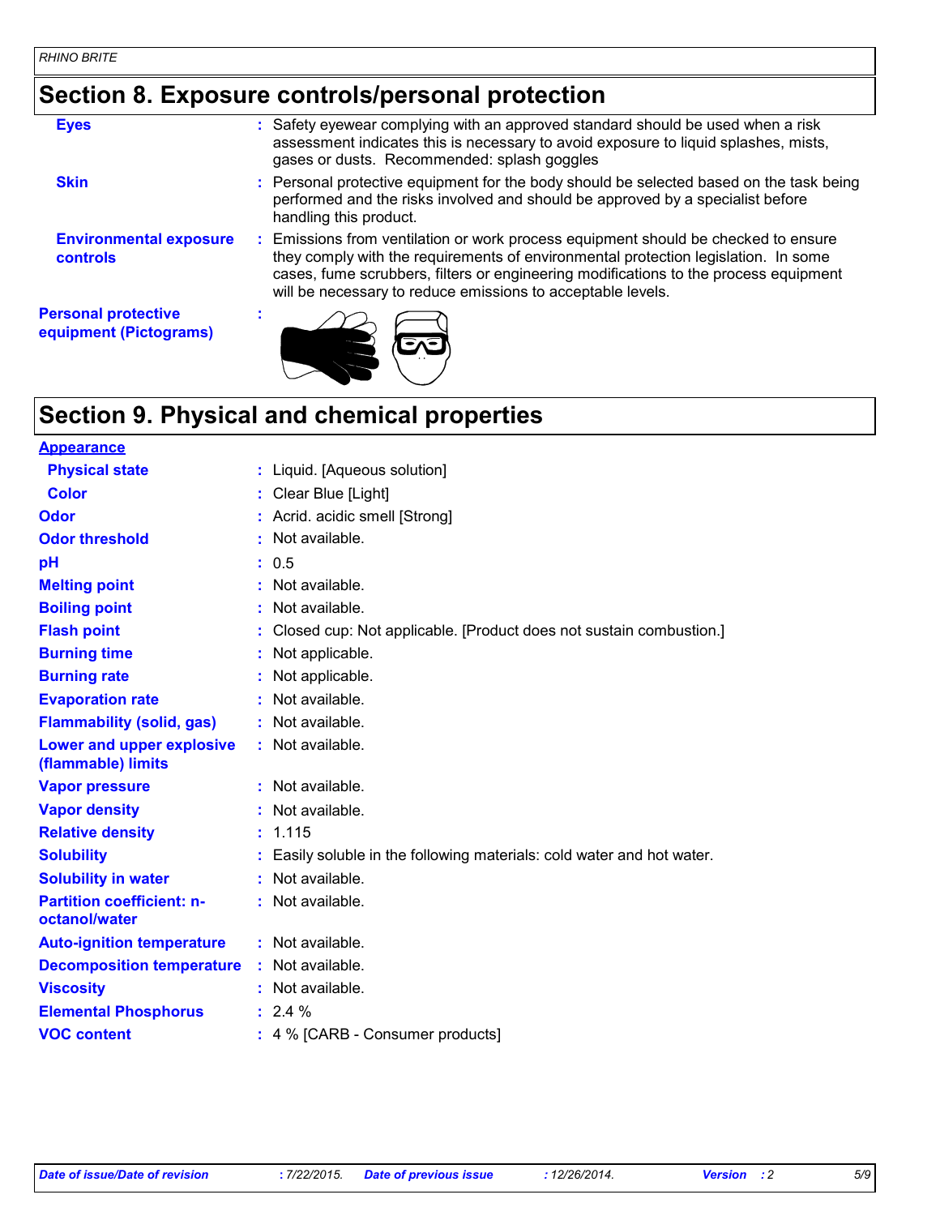## Section 8. Exposure controls/personal protection

| | |
|---|---|
| **Eyes** | Safety eyewear complying with an approved standard should be used when a risk assessment indicates this is necessary to avoid exposure to liquid splashes, mists, gases or dusts. Recommended: splash goggles |
| **Skin** | Personal protective equipment for the body should be selected based on the task being performed and the risks involved and should be approved by a specialist before handling this product. |
| **Environmental exposure controls** | Emissions from ventilation or work process equipment should be checked to ensure they comply with the requirements of environmental protection legislation. In some cases, fume scrubbers, filters or engineering modifications to the process equipment will be necessary to reduce emissions to acceptable levels. |
| **Personal protective equipment (Pictograms)** | |

## Section 9. Physical and chemical properties

**Appearance**

| | |
|---|---|
| **Physical state** | Liquid. [Aqueous solution] |
| **Color** | Clear Blue [Light] |
| **Odor** | Acrid. acidic smell [Strong] |
| **Odor threshold** | Not available. |
| **pH** | 0.5 |
| **Melting point** | Not available. |
| **Boiling point** | Not available. |
| **Flash point** | Closed cup: Not applicable. [Product does not sustain combustion.] |
| **Burning time** | Not applicable. |
| **Burning rate** | Not applicable. |
| **Evaporation rate** | Not available. |
| **Flammability (solid, gas)** | Not available. |
| **Lower and upper explosive (flammable) limits** | Not available. |
| **Vapor pressure** | Not available. |
| **Vapor density** | Not available. |
| **Relative density** | 1.115 |
| **Solubility** | Easily soluble in the following materials: cold water and hot water. |
| **Solubility in water** | Not available. |
| **Partition coefficient: n-octanol/water** | Not available. |
| **Auto-ignition temperature** | Not available. |
| **Decomposition temperature** | Not available. |
| **Viscosity** | Not available. |
| **Elemental Phosphorus** | 2.4 % |
| **VOC content** | 4 % [CARB - Consumer products] |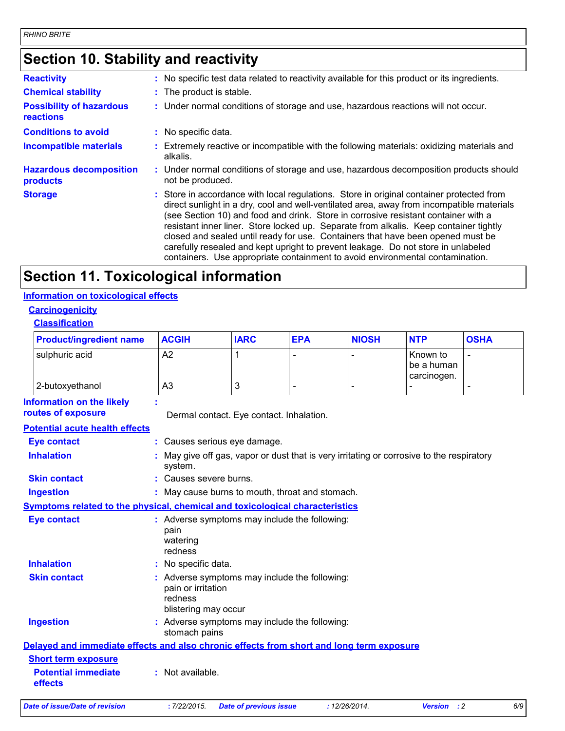## Section 10. Stability and reactivity

**Reactivity** : No specific test data related to reactivity available for this product or its ingredients.

**Chemical stability** : The product is stable.

**Possibility of hazardous reactions** : Under normal conditions of storage and use, hazardous reactions will not occur.

**Conditions to avoid** : No specific data.

**Incompatible materials** : Extremely reactive or incompatible with the following materials: oxidizing materials and alkalis.

**Hazardous decomposition products** : Under normal conditions of storage and use, hazardous decomposition products should not be produced.

**Storage** : Store in accordance with local regulations. Store in original container protected from direct sunlight in a dry, cool and well-ventilated area, away from incompatible materials (see Section 10) and food and drink. Store in corrosive resistant container with a resistant inner liner. Store locked up. Separate from alkalis. Keep container tightly closed and sealed until ready for use. Containers that have been opened must be carefully resealed and kept upright to prevent leakage. Do not store in unlabeled containers. Use appropriate containment to avoid environmental contamination.

## Section 11. Toxicological information

### Information on toxicological effects

#### Carcinogenicity

##### Classification

| Product/ingredient name | ACGIH | IARC | EPA | NIOSH | NTP | OSHA |
|---|---|---|---|---|---|---|
| sulphuric acid | A2 | 1 | - | - | Known to be a human carcinogen. | - |
| 2-butoxyethanol | A3 | 3 | - | - | - | - |

**Information on the likely routes of exposure** : Dermal contact. Eye contact. Inhalation.

### Potential acute health effects

**Eye contact** : Causes serious eye damage.

**Inhalation** : May give off gas, vapor or dust that is very irritating or corrosive to the respiratory system.

**Skin contact** : Causes severe burns.

**Ingestion** : May cause burns to mouth, throat and stomach.

### Symptoms related to the physical, chemical and toxicological characteristics

**Eye contact** : Adverse symptoms may include the following:
pain
watering
redness

**Inhalation** : No specific data.

**Skin contact** : Adverse symptoms may include the following:
pain or irritation
redness
blistering may occur

**Ingestion** : Adverse symptoms may include the following:
stomach pains

### Delayed and immediate effects and also chronic effects from short and long term exposure

#### Short term exposure

**Potential immediate effects** : Not available.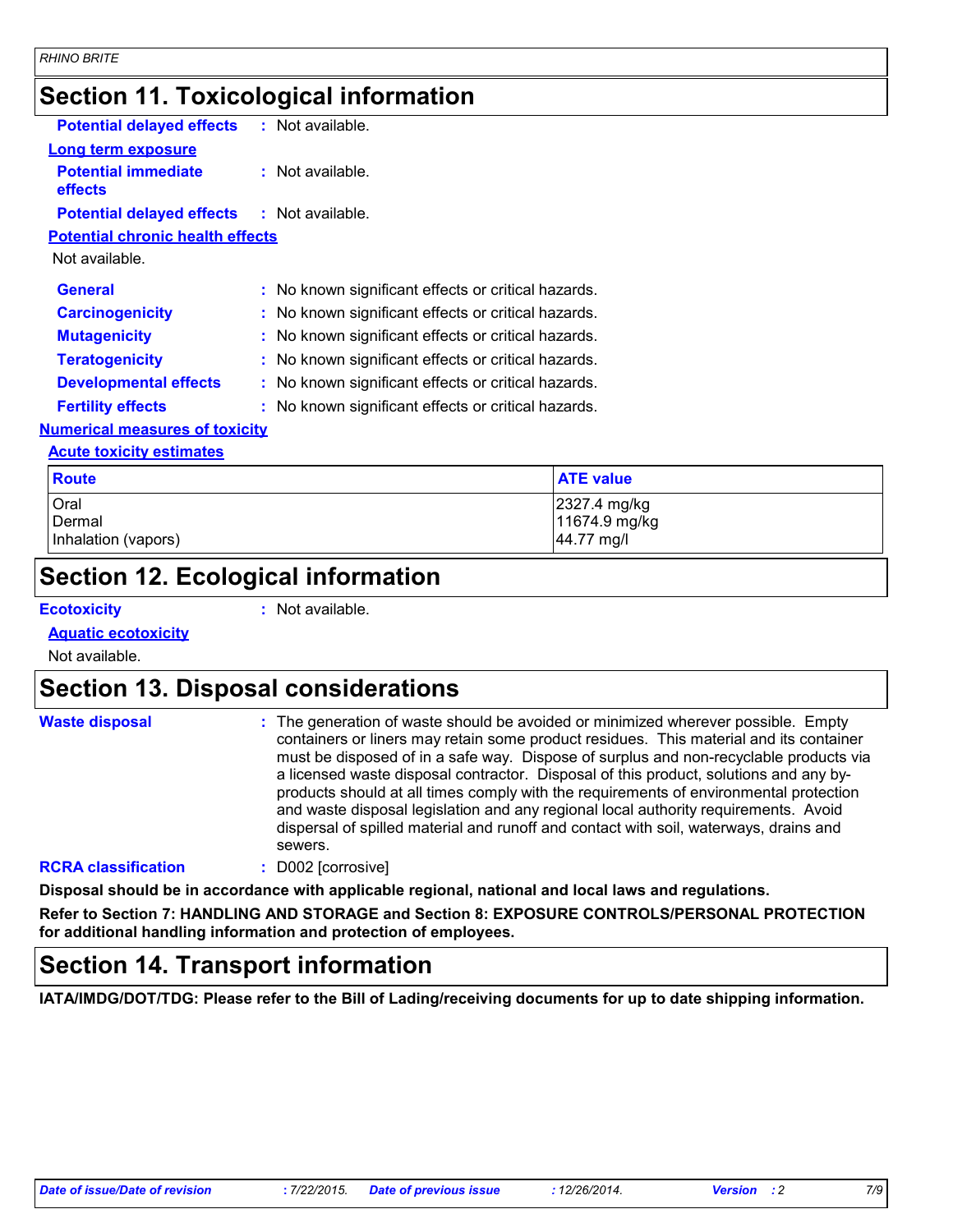## Section 11. Toxicological information

**Potential delayed effects** : Not available.

**Long term exposure**

**Potential immediate effects** : Not available.

**Potential delayed effects** : Not available.

**Potential chronic health effects**

Not available.

**General** : No known significant effects or critical hazards.

**Carcinogenicity** : No known significant effects or critical hazards.

**Mutagenicity** : No known significant effects or critical hazards.

**Teratogenicity** : No known significant effects or critical hazards.

**Developmental effects** : No known significant effects or critical hazards.

**Fertility effects** : No known significant effects or critical hazards.

**Numerical measures of toxicity**

**Acute toxicity estimates**

| Route | ATE value |
|---|---|
| Oral | 2327.4 mg/kg |
| Dermal | 11674.9 mg/kg |
| Inhalation (vapors) | 44.77 mg/l |

## Section 12. Ecological information

**Ecotoxicity** : Not available.

**Aquatic ecotoxicity**

Not available.

## Section 13. Disposal considerations

**Waste disposal** : The generation of waste should be avoided or minimized wherever possible. Empty containers or liners may retain some product residues. This material and its container must be disposed of in a safe way. Dispose of surplus and non-recyclable products via a licensed waste disposal contractor. Disposal of this product, solutions and any by-products should at all times comply with the requirements of environmental protection and waste disposal legislation and any regional local authority requirements. Avoid dispersal of spilled material and runoff and contact with soil, waterways, drains and sewers.

**RCRA classification** : D002 [corrosive]

**Disposal should be in accordance with applicable regional, national and local laws and regulations.**

**Refer to Section 7: HANDLING AND STORAGE and Section 8: EXPOSURE CONTROLS/PERSONAL PROTECTION for additional handling information and protection of employees.**

## Section 14. Transport information

**IATA/IMDG/DOT/TDG: Please refer to the Bill of Lading/receiving documents for up to date shipping information.**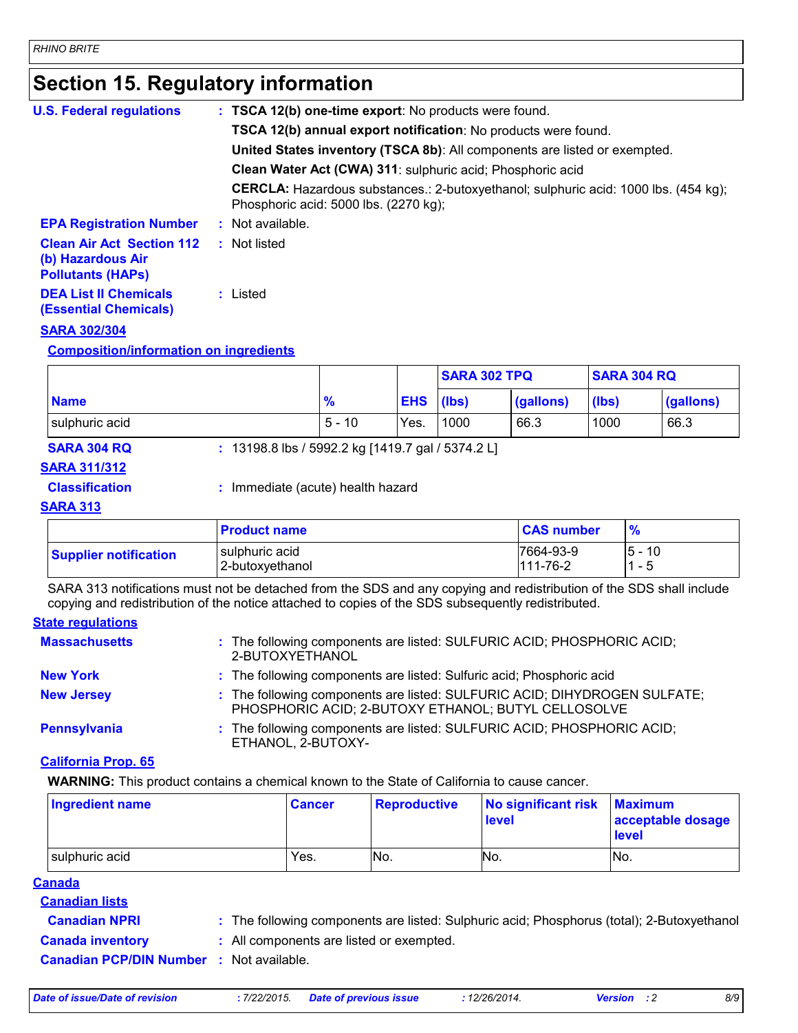# Section 15. Regulatory information

**U.S. Federal regulations** : **TSCA 12(b) one-time export**: No products were found.

**TSCA 12(b) annual export notification**: No products were found.

**United States inventory (TSCA 8b)**: All components are listed or exempted.

**Clean Water Act (CWA) 311**: sulphuric acid; Phosphoric acid

**CERCLA:** Hazardous substances.: 2-butoxyethanol; sulphuric acid: 1000 lbs. (454 kg); Phosphoric acid: 5000 lbs. (2270 kg);

**EPA Registration Number** : Not available.

**Clean Air Act Section 112 (b) Hazardous Air Pollutants (HAPs)** : Not listed

**DEA List II Chemicals (Essential Chemicals)** : Listed

## SARA 302/304

### Composition/information on ingredients

| Name | % | EHS | SARA 302 TPQ | | SARA 304 RQ | |
|---|---|---|---|---|---|---|
| | | | (lbs) | (gallons) | (lbs) | (gallons) |
| sulphuric acid | 5 - 10 | Yes. | 1000 | 66.3 | 1000 | 66.3 |

**SARA 304 RQ** : 13198.8 lbs / 5992.2 kg [1419.7 gal / 5374.2 L]

## SARA 311/312

**Classification** : Immediate (acute) health hazard

## SARA 313

| | Product name | CAS number | % |
|---|---|---|---|
| **Supplier notification** | sulphuric acid<br>2-butoxyethanol | 7664-93-9<br>111-76-2 | 5 - 10<br>1 - 5 |

SARA 313 notifications must not be detached from the SDS and any copying and redistribution of the SDS shall include copying and redistribution of the notice attached to copies of the SDS subsequently redistributed.

## State regulations

**Massachusetts** : The following components are listed: SULFURIC ACID; PHOSPHORIC ACID; 2-BUTOXYETHANOL

**New York** : The following components are listed: Sulfuric acid; Phosphoric acid

**New Jersey** : The following components are listed: SULFURIC ACID; DIHYDROGEN SULFATE; PHOSPHORIC ACID; 2-BUTOXY ETHANOL; BUTYL CELLOSOLVE

**Pennsylvania** : The following components are listed: SULFURIC ACID; PHOSPHORIC ACID; ETHANOL, 2-BUTOXY-

## California Prop. 65

**WARNING:** This product contains a chemical known to the State of California to cause cancer.

| Ingredient name | Cancer | Reproductive | No significant risk level | Maximum acceptable dosage level |
|---|---|---|---|---|
| sulphuric acid | Yes. | No. | No. | No. |

## Canada

### Canadian lists

**Canadian NPRI** : The following components are listed: Sulphuric acid; Phosphorus (total); 2-Butoxyethanol

**Canada inventory** : All components are listed or exempted.

**Canadian PCP/DIN Number** : Not available.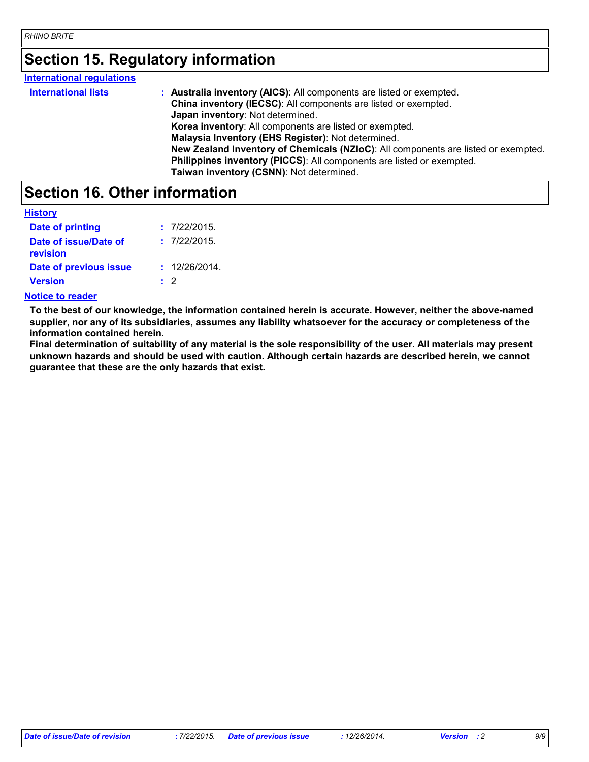## Section 15. Regulatory information

**International regulations**

**International lists** : **Australia inventory (AICS)**: All components are listed or exempted.
**China inventory (IECSC)**: All components are listed or exempted.
**Japan inventory**: Not determined.
**Korea inventory**: All components are listed or exempted.
**Malaysia Inventory (EHS Register)**: Not determined.
**New Zealand Inventory of Chemicals (NZIoC)**: All components are listed or exempted.
**Philippines inventory (PICCS)**: All components are listed or exempted.
**Taiwan inventory (CSNN)**: Not determined.

## Section 16. Other information

**History**

| | |
|---|---|
| **Date of printing** | : 7/22/2015. |
| **Date of issue/Date of revision** | : 7/22/2015. |
| **Date of previous issue** | : 12/26/2014. |
| **Version** | : 2 |

**Notice to reader**

**To the best of our knowledge, the information contained herein is accurate. However, neither the above-named supplier, nor any of its subsidiaries, assumes any liability whatsoever for the accuracy or completeness of the information contained herein.**

**Final determination of suitability of any material is the sole responsibility of the user. All materials may present unknown hazards and should be used with caution. Although certain hazards are described herein, we cannot guarantee that these are the only hazards that exist.**